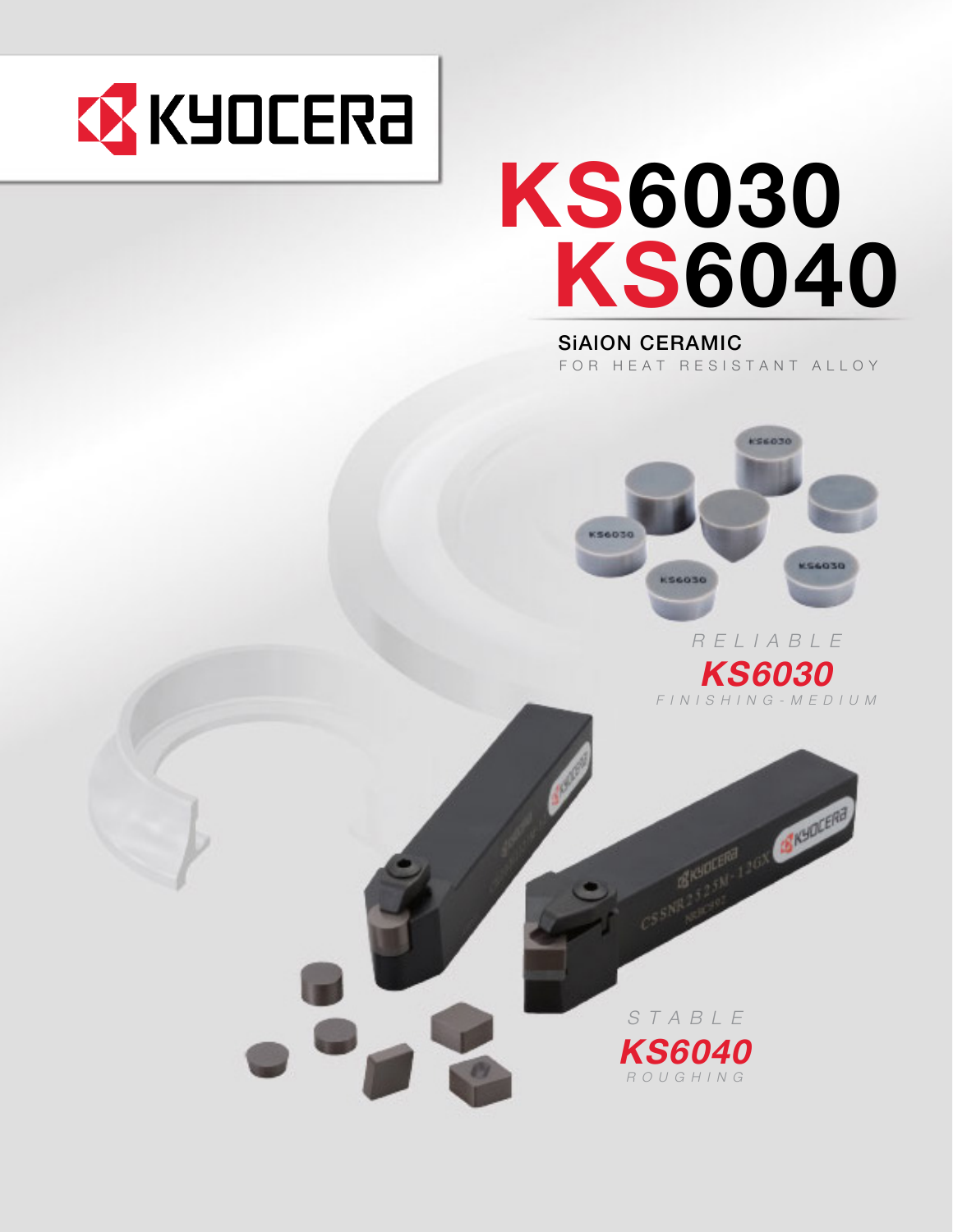# KS6030 KS6040

**SiAlON CERAMIC**

FOR HEAT RESISTANT ALLOY

RELIABLE

***KS6030***

*FINISHING-MEDIUM*

STABLE

***KS6040***

*ROUGHING*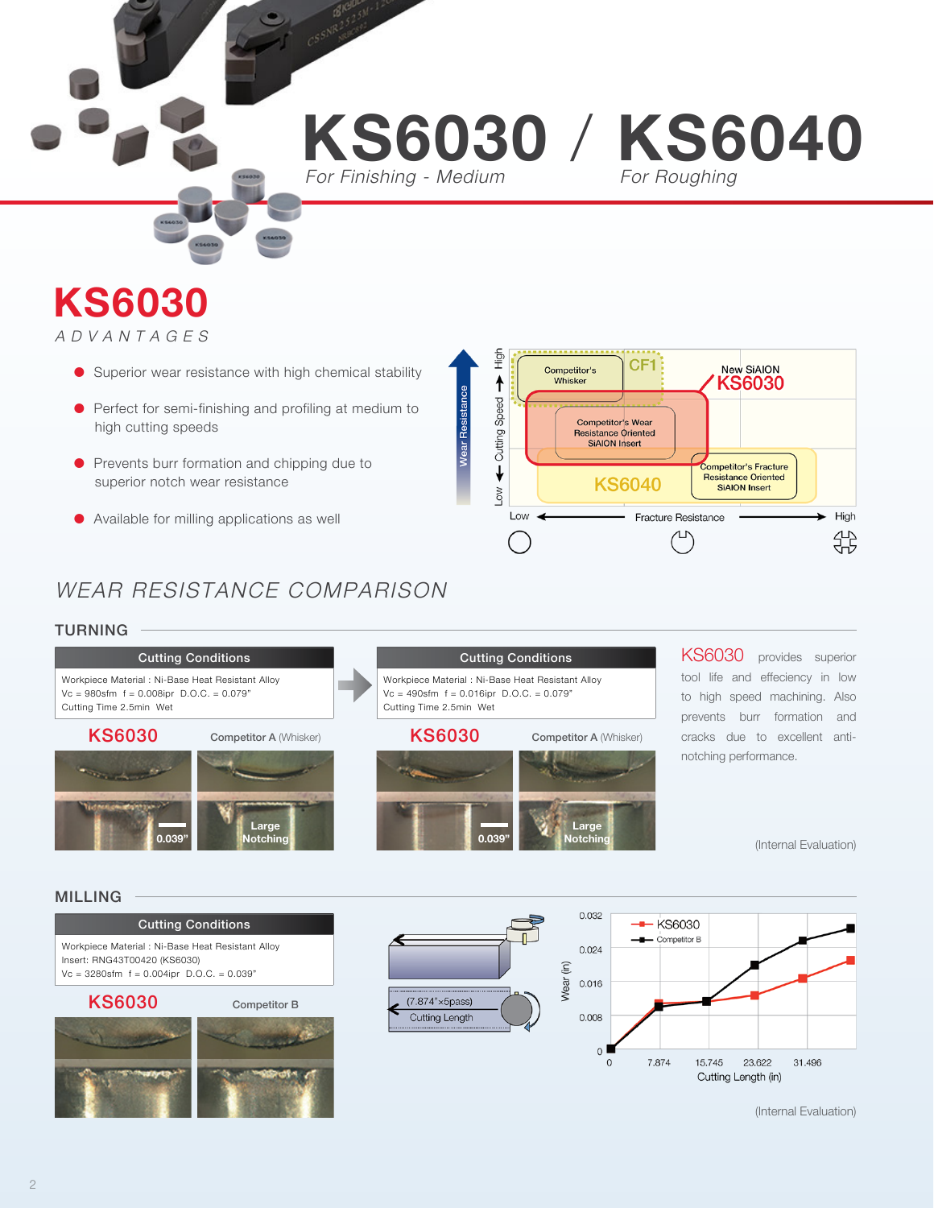# KS6030 / KS6040

*For Finishing - Medium* / *For Roughing*

## KS6030

*ADVANTAGES*

- Superior wear resistance with high chemical stability
- Perfect for semi-finishing and profiling at medium to high cutting speeds
- Prevents burr formation and chipping due to superior notch wear resistance
- Available for milling applications as well

Wear Resistance / Low ← Cutting Speed → High

Competitor's Whisker | CF1 | New SiAlON KS6030 | Competitor's Wear Resistance Oriented SiAlON Insert | KS6040 | Competitor's Fracture Resistance Oriented SiAlON Insert

Low ← Fracture Resistance → High

## WEAR RESISTANCE COMPARISON

### TURNING

| Cutting Conditions |
|---|
| Workpiece Material : Ni-Base Heat Resistant Alloy |
| Vc = 980sfm f = 0.008ipr D.O.C. = 0.079" |
| Cutting Time 2.5min Wet |

**KS6030** — 0.039"
**Competitor A** (Whisker) — Large Notching

| Cutting Conditions |
|---|
| Workpiece Material : Ni-Base Heat Resistant Alloy |
| Vc = 490sfm f = 0.016ipr D.O.C. = 0.079" |
| Cutting Time 2.5min Wet |

**KS6030** — 0.039"
**Competitor A** (Whisker) — Large Notching

KS6030 provides superior tool life and effeciency in low to high speed machining. Also prevents burr formation and cracks due to excellent anti-notching performance.

(Internal Evaluation)

### MILLING

| Cutting Conditions |
|---|
| Workpiece Material : Ni-Base Heat Resistant Alloy |
| Insert: RNG43T00420 (KS6030) |
| Vc = 3280sfm f = 0.004ipr D.O.C. = 0.039" |

**KS6030** | **Competitor B**

(7.874"×5pass) Cutting Length

Wear (in): 0, 0.008, 0.016, 0.024, 0.032
Cutting Length (in): 0, 7.874, 15.745, 23.622, 31.496
Legend: KS6030, Competitor B

(Internal Evaluation)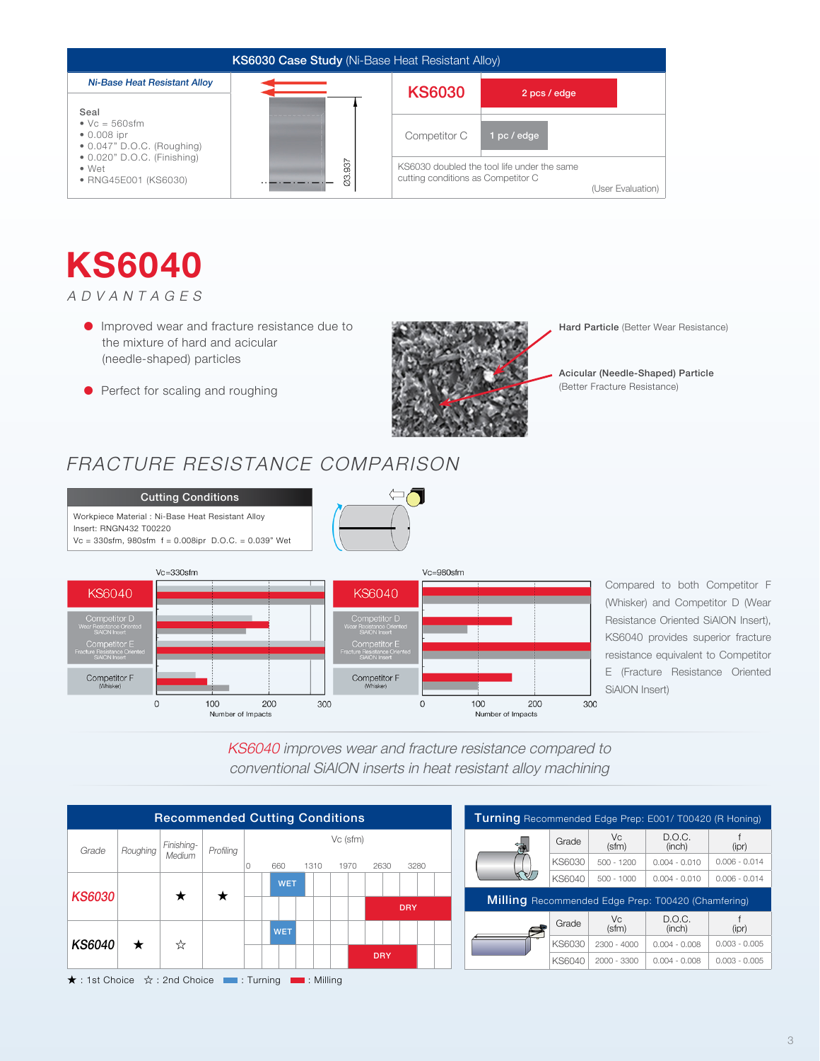## KS6030 Case Study (Ni-Base Heat Resistant Alloy)

*Ni-Base Heat Resistant Alloy*

**Seal**
- Vc = 560sfm
- 0.008 ipr
- 0.047" D.O.C. (Roughing)
- 0.020" D.O.C. (Finishing)
- Wet
- RNG45E001 (KS6030)

Ø3.937

| | |
|---|---|
| **KS6030** | 2 pcs / edge |
| Competitor C | 1 pc / edge |

KS6030 doubled the tool life under the same cutting conditions as Competitor C

(User Evaluation)

# KS6040

*ADVANTAGES*

- Improved wear and fracture resistance due to the mixture of hard and acicular (needle-shaped) particles
- Perfect for scaling and roughing

**Hard Particle** (Better Wear Resistance)

**Acicular (Needle-Shaped) Particle** (Better Fracture Resistance)

## FRACTURE RESISTANCE COMPARISON

**Cutting Conditions**

Workpiece Material : Ni-Base Heat Resistant Alloy
Insert: RNGN432 T00220
Vc = 330sfm, 980sfm f = 0.008ipr D.O.C. = 0.039" Wet

Vc=330sfm / Vc=980sfm

- KS6040
- Competitor D (Wear Resistance Oriented SiAlON Insert)
- Competitor E (Fracture Resistance Oriented SiAlON Insert)
- Competitor F (Whisker)

Number of Impacts (0, 100, 200, 300)

Compared to both Competitor F (Whisker) and Competitor D (Wear Resistance Oriented SiAlON Insert), KS6040 provides superior fracture resistance equivalent to Competitor E (Fracture Resistance Oriented SiAlON Insert)

*KS6040 improves wear and fracture resistance compared to conventional SiAlON inserts in heat resistant alloy machining*

## Recommended Cutting Conditions

| Grade | Roughing | Finishing-Medium | Profiling | Vc (sfm) 0 – 660 – 1310 – 1970 – 2630 – 3280 |
|---|---|---|---|---|
| *KS6030* | | ★ | ★ | WET (Turning): ~660–1310; DRY (Milling): ~2300–4000 |
| *KS6040* | ★ | ☆ | | WET (Turning): ~660–1000; DRY (Milling): ~2000–3300 |

★ : 1st Choice ☆ : 2nd Choice ▬ : Turning ▬ : Milling

**Turning** Recommended Edge Prep: E001/ T00420 (R Honing)

| Grade | Vc (sfm) | D.O.C. (inch) | f (ipr) |
|---|---|---|---|
| KS6030 | 500 - 1200 | 0.004 - 0.010 | 0.006 - 0.014 |
| KS6040 | 500 - 1000 | 0.004 - 0.010 | 0.006 - 0.014 |

**Milling** Recommended Edge Prep: T00420 (Chamfering)

| Grade | Vc (sfm) | D.O.C. (inch) | f (ipr) |
|---|---|---|---|
| KS6030 | 2300 - 4000 | 0.004 - 0.008 | 0.003 - 0.005 |
| KS6040 | 2000 - 3300 | 0.004 - 0.008 | 0.003 - 0.005 |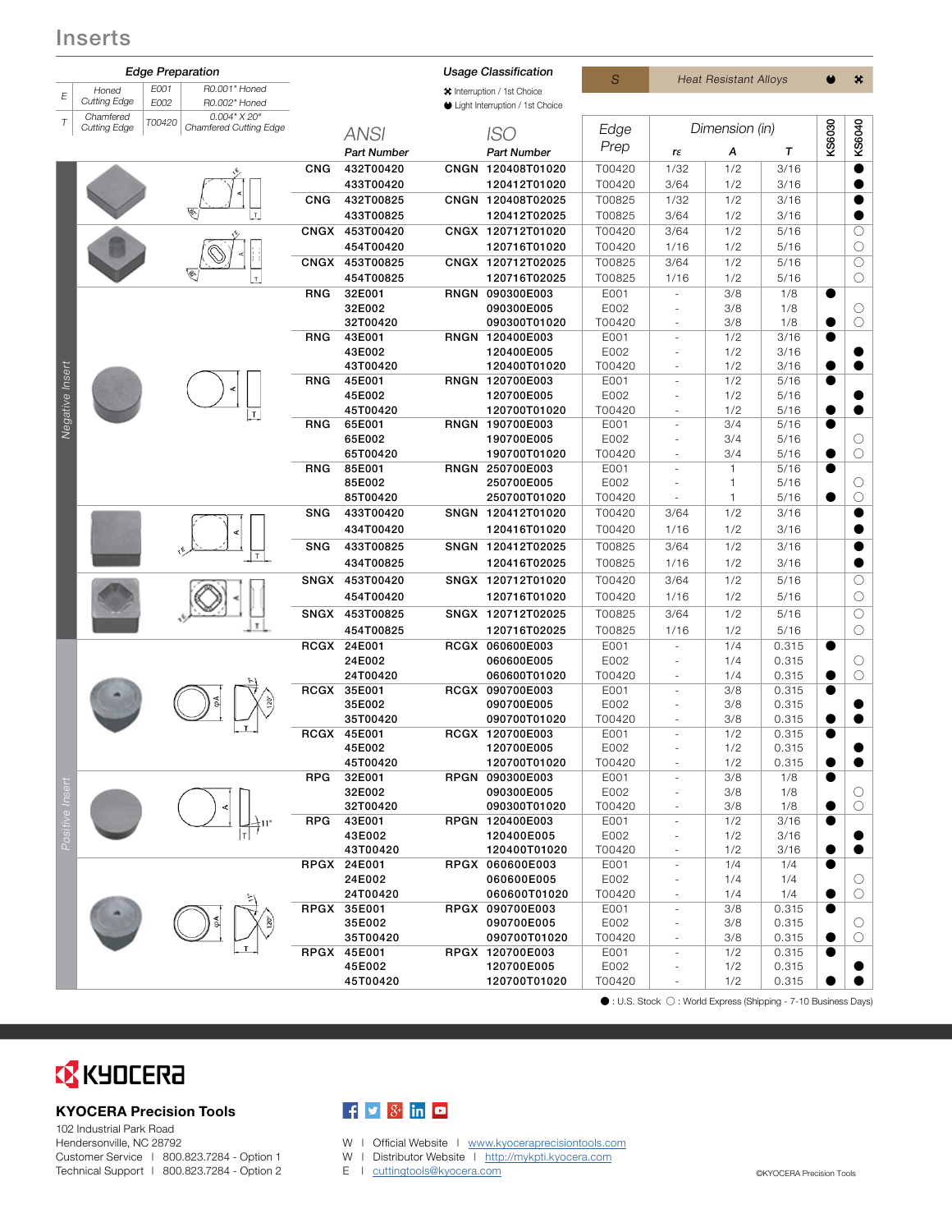# Inserts

**Edge Preparation**

| | | | |
|---|---|---|---|
| E | Honed Cutting Edge | E001 | R0.001" Honed |
| | | E002 | R0.002" Honed |
| T | Chamfered Cutting Edge | T00420 | 0.004" X 20° Chamfered Cutting Edge |

**Usage Classification**

✖ Interruption / 1st Choice
● Light Interruption / 1st Choice

S — Heat Resistant Alloys

| | ANSI Part Number | | ISO Part Number | Edge Prep | rε | A | T | KS6030 ● | KS6040 ✖ |
|---|---|---|---|---|---|---|---|---|---|
| Negative Insert | CNG | 432T00420 | CNGN 120408T01020 | T00420 | 1/32 | 1/2 | 3/16 | | ● |
| | | 433T00420 | 120412T01020 | T00420 | 3/64 | 1/2 | 3/16 | | ● |
| | CNG | 432T00825 | CNGN 120408T02025 | T00825 | 1/32 | 1/2 | 3/16 | | ● |
| | | 433T00825 | 120412T02025 | T00825 | 3/64 | 1/2 | 3/16 | | ● |
| | CNGX | 453T00420 | CNGX 120712T01020 | T00420 | 3/64 | 1/2 | 5/16 | | ○ |
| | | 454T00420 | 120716T01020 | T00420 | 1/16 | 1/2 | 5/16 | | ○ |
| | CNGX | 453T00825 | CNGX 120712T02025 | T00825 | 3/64 | 1/2 | 5/16 | | ○ |
| | | 454T00825 | 120716T02025 | T00825 | 1/16 | 1/2 | 5/16 | | ○ |
| | RNG | 32E001 | RNGN 090300E003 | E001 | - | 3/8 | 1/8 | ● | |
| | | 32E002 | 090300E005 | E002 | - | 3/8 | 1/8 | | ○ |
| | | 32T00420 | 090300T01020 | T00420 | - | 3/8 | 1/8 | ● | ○ |
| | RNG | 43E001 | RNGN 120400E003 | E001 | - | 1/2 | 3/16 | ● | |
| | | 43E002 | 120400E005 | E002 | - | 1/2 | 3/16 | | ● |
| | | 43T00420 | 120400T01020 | T00420 | - | 1/2 | 3/16 | ● | ● |
| | RNG | 45E001 | RNGN 120700E003 | E001 | - | 1/2 | 5/16 | ● | |
| | | 45E002 | 120700E005 | E002 | - | 1/2 | 5/16 | | ● |
| | | 45T00420 | 120700T01020 | T00420 | - | 1/2 | 5/16 | ● | ● |
| | RNG | 65E001 | RNGN 190700E003 | E001 | - | 3/4 | 5/16 | ● | |
| | | 65E002 | 190700E005 | E002 | - | 3/4 | 5/16 | | ○ |
| | | 65T00420 | 190700T01020 | T00420 | - | 3/4 | 5/16 | ● | ○ |
| | RNG | 85E001 | RNGN 250700E003 | E001 | - | 1 | 5/16 | ● | |
| | | 85E002 | 250700E005 | E002 | - | 1 | 5/16 | | ○ |
| | | 85T00420 | 250700T01020 | T00420 | - | 1 | 5/16 | ● | ○ |
| | SNG | 433T00420 | SNGN 120412T01020 | T00420 | 3/64 | 1/2 | 3/16 | | ● |
| | | 434T00420 | 120416T01020 | T00420 | 1/16 | 1/2 | 3/16 | | ● |
| | SNG | 433T00825 | SNGN 120412T02025 | T00825 | 3/64 | 1/2 | 3/16 | | ● |
| | | 434T00825 | 120416T02025 | T00825 | 1/16 | 1/2 | 3/16 | | ● |
| | SNGX | 453T00420 | SNGX 120712T01020 | T00420 | 3/64 | 1/2 | 5/16 | | ○ |
| | | 454T00420 | 120716T01020 | T00420 | 1/16 | 1/2 | 5/16 | | ○ |
| | SNGX | 453T00825 | SNGX 120712T02025 | T00825 | 3/64 | 1/2 | 5/16 | | ○ |
| | | 454T00825 | 120716T02025 | T00825 | 1/16 | 1/2 | 5/16 | | ○ |
| Positive Insert | RCGX | 24E001 | RCGX 060600E003 | E001 | - | 1/4 | 0.315 | ● | |
| | | 24E002 | 060600E005 | E002 | - | 1/4 | 0.315 | | ○ |
| | | 24T00420 | 060600T01020 | T00420 | - | 1/4 | 0.315 | ● | ○ |
| | RCGX | 35E001 | RCGX 090700E003 | E001 | - | 3/8 | 0.315 | ● | |
| | | 35E002 | 090700E005 | E002 | - | 3/8 | 0.315 | | ● |
| | | 35T00420 | 090700T01020 | T00420 | - | 3/8 | 0.315 | ● | ● |
| | RCGX | 45E001 | RCGX 120700E003 | E001 | - | 1/2 | 0.315 | ● | |
| | | 45E002 | 120700E005 | E002 | - | 1/2 | 0.315 | | ● |
| | | 45T00420 | 120700T01020 | T00420 | - | 1/2 | 0.315 | ● | ● |
| | RPG | 32E001 | RPGN 090300E003 | E001 | - | 3/8 | 1/8 | ● | |
| | | 32E002 | 090300E005 | E002 | - | 3/8 | 1/8 | | ○ |
| | | 32T00420 | 090300T01020 | T00420 | - | 3/8 | 1/8 | ● | ○ |
| | RPG | 43E001 | RPGN 120400E003 | E001 | - | 1/2 | 3/16 | ● | |
| | | 43E002 | 120400E005 | E002 | - | 1/2 | 3/16 | | ● |
| | | 43T00420 | 120400T01020 | T00420 | - | 1/2 | 3/16 | ● | ● |
| | RPGX | 24E001 | RPGX 060600E003 | E001 | - | 1/4 | 1/4 | ● | |
| | | 24E002 | 060600E005 | E002 | - | 1/4 | 1/4 | | ○ |
| | | 24T00420 | 060600T01020 | T00420 | - | 1/4 | 1/4 | ● | ○ |
| | RPGX | 35E001 | RPGX 090700E003 | E001 | - | 3/8 | 0.315 | ● | |
| | | 35E002 | 090700E005 | E002 | - | 3/8 | 0.315 | | ○ |
| | | 35T00420 | 090700T01020 | T00420 | - | 3/8 | 0.315 | ● | ○ |
| | RPGX | 45E001 | RPGX 120700E003 | E001 | - | 1/2 | 0.315 | ● | |
| | | 45E002 | 120700E005 | E002 | - | 1/2 | 0.315 | | ● |
| | | 45T00420 | 120700T01020 | T00420 | - | 1/2 | 0.315 | ● | ● |

● : U.S. Stock ○ : World Express (Shipping - 7-10 Business Days)

KYOCERA

**KYOCERA Precision Tools**

102 Industrial Park Road
Hendersonville, NC 28792
Customer Service | 800.823.7284 - Option 1
Technical Support | 800.823.7284 - Option 2

W | Official Website | www.kyoceraprecisiontools.com
W | Distributor Website | http://mykpti.kyocera.com
E | cuttingtools@kyocera.com

©KYOCERA Precision Tools